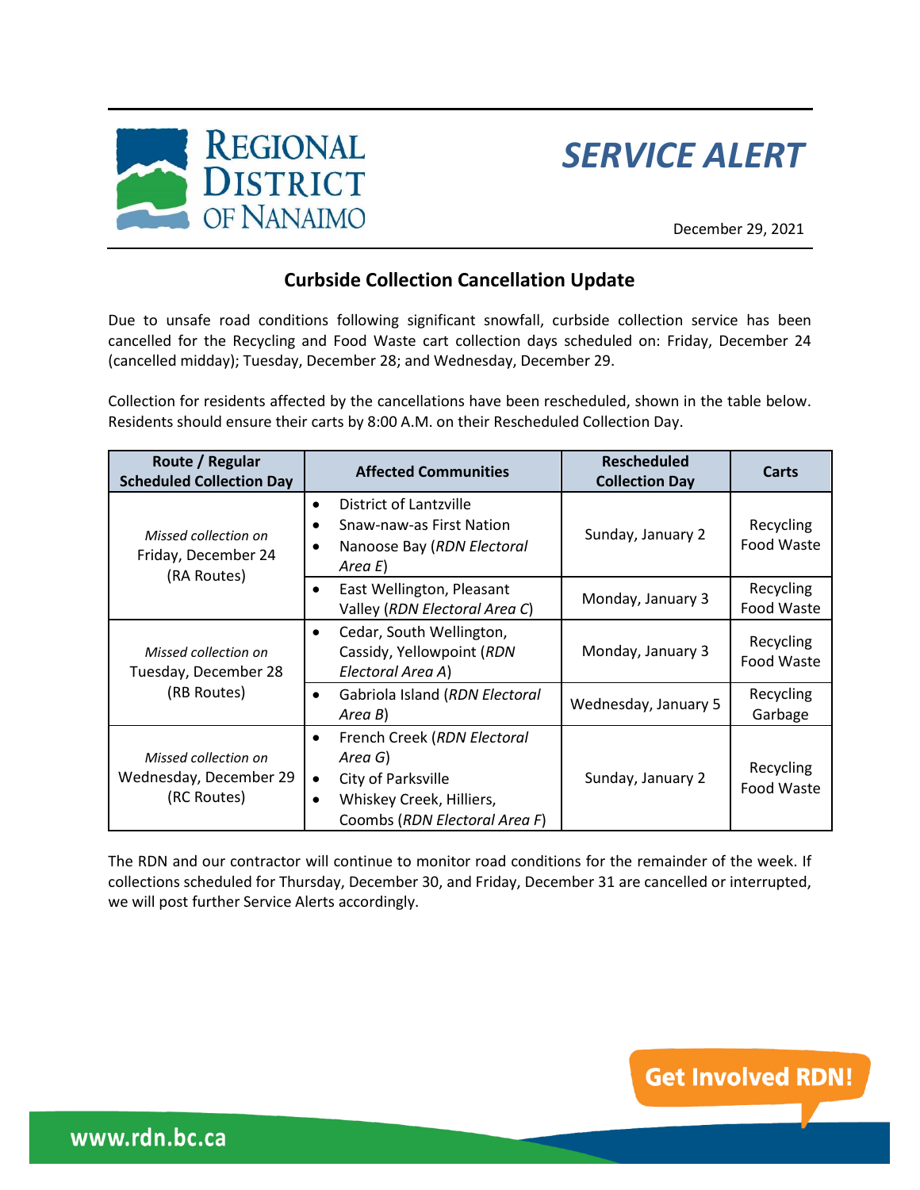# SERVICE ALERT

Regional District of Nanaimo

December 29, 2021

## Curbside Collection Cancellation Update

Due to unsafe road conditions following significant snowfall, curbside collection service has been cancelled for the Recycling and Food Waste cart collection days scheduled on: Friday, December 24 (cancelled midday); Tuesday, December 28; and Wednesday, December 29.

Collection for residents affected by the cancellations have been rescheduled, shown in the table below. Residents should ensure their carts by 8:00 A.M. on their Rescheduled Collection Day.

| Route / Regular Scheduled Collection Day | Affected Communities | Rescheduled Collection Day | Carts |
|---|---|---|---|
| *Missed collection on* Friday, December 24 (RA Routes) | • District of Lantzville<br>• Snaw-naw-as First Nation<br>• Nanoose Bay (*RDN Electoral Area E*) | Sunday, January 2 | Recycling Food Waste |
| | • East Wellington, Pleasant Valley (*RDN Electoral Area C*) | Monday, January 3 | Recycling Food Waste |
| *Missed collection on* Tuesday, December 28 (RB Routes) | • Cedar, South Wellington, Cassidy, Yellowpoint (*RDN Electoral Area A*) | Monday, January 3 | Recycling Food Waste |
| | • Gabriola Island (*RDN Electoral Area B*) | Wednesday, January 5 | Recycling Garbage |
| *Missed collection on* Wednesday, December 29 (RC Routes) | • French Creek (*RDN Electoral Area G*)<br>• City of Parksville<br>• Whiskey Creek, Hilliers, Coombs (*RDN Electoral Area F*) | Sunday, January 2 | Recycling Food Waste |

The RDN and our contractor will continue to monitor road conditions for the remainder of the week. If collections scheduled for Thursday, December 30, and Friday, December 31 are cancelled or interrupted, we will post further Service Alerts accordingly.

Get Involved RDN!

www.rdn.bc.ca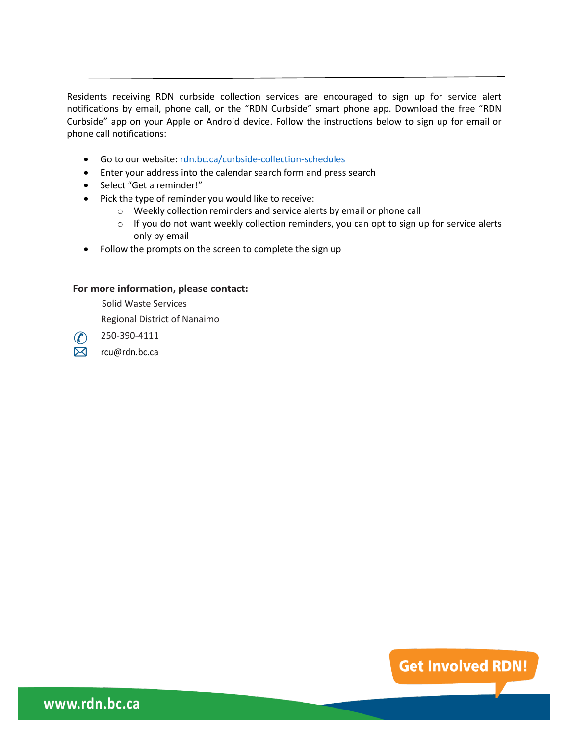Residents receiving RDN curbside collection services are encouraged to sign up for service alert notifications by email, phone call, or the "RDN Curbside" smart phone app. Download the free "RDN Curbside" app on your Apple or Android device. Follow the instructions below to sign up for email or phone call notifications:

- Go to our website: [rdn.bc.ca/curbside-collection-schedules](https://rdn.bc.ca/curbside-collection-schedules)
- Enter your address into the calendar search form and press search
- Select "Get a reminder!"
- Pick the type of reminder you would like to receive:
  - Weekly collection reminders and service alerts by email or phone call
  - If you do not want weekly collection reminders, you can opt to sign up for service alerts only by email
- Follow the prompts on the screen to complete the sign up

**For more information, please contact:**

Solid Waste Services

Regional District of Nanaimo

250-390-4111

rcu@rdn.bc.ca

Get Involved RDN!

www.rdn.bc.ca